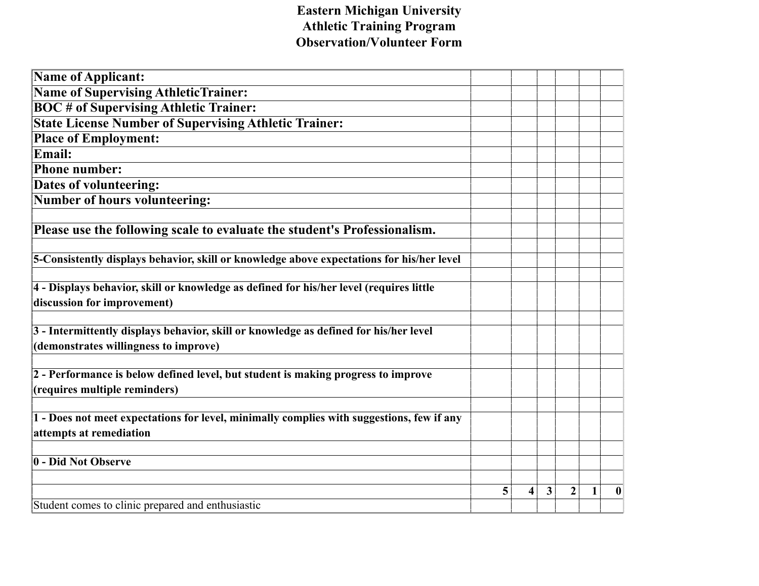# Eastern Michigan University
## Athletic Training Program
## Observation/Volunteer Form

**Name of Applicant:**

**Name of Supervising AthleticTrainer:**

**BOC # of Supervising Athletic Trainer:**

**State License Number of Supervising Athletic Trainer:**

**Place of Employment:**

**Email:**

**Phone number:**

**Dates of volunteering:**

**Number of hours volunteering:**

**Please use the following scale to evaluate the student's Professionalism.**

**5-Consistently displays behavior, skill or knowledge above expectations for his/her level**

**4 - Displays behavior, skill or knowledge as defined for his/her level (requires little discussion for improvement)**

**3 - Intermittently displays behavior, skill or knowledge as defined for his/her level (demonstrates willingness to improve)**

**2 - Performance is below defined level, but student is making progress to improve (requires multiple reminders)**

**1 - Does not meet expectations for level, minimally complies with suggestions, few if any attempts at remediation**

**0 - Did Not Observe**

| | 5 | 4 | 3 | 2 | 1 | 0 |
|---|---|---|---|---|---|---|
| Student comes to clinic prepared and enthusiastic | | | | | | |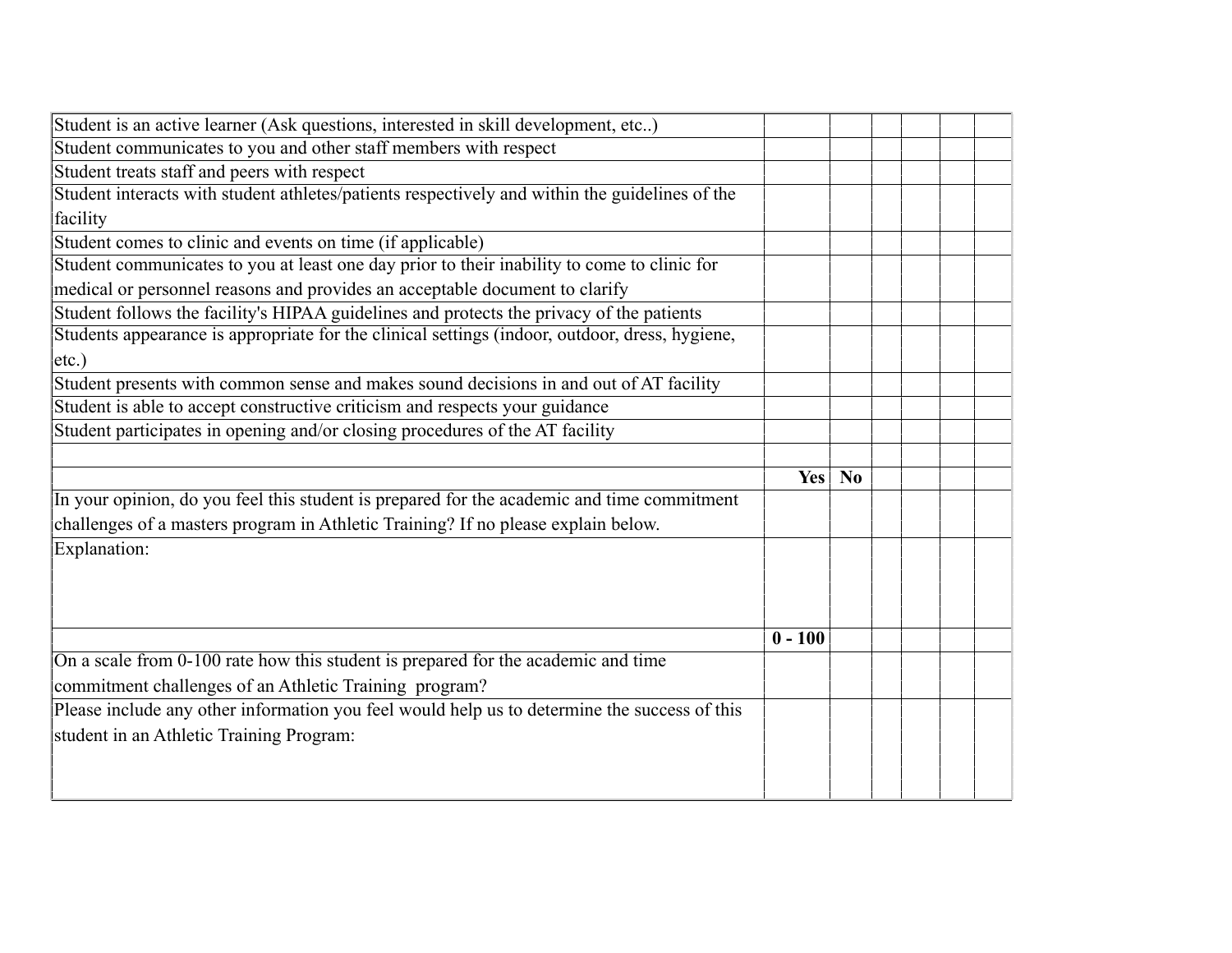| | | | | | | |
|---|---|---|---|---|---|---|
| Student is an active learner (Ask questions, interested in skill development, etc..) | | | | | | |
| Student communicates to you and other staff members with respect | | | | | | |
| Student treats staff and peers with respect | | | | | | |
| Student interacts with student athletes/patients respectively and within the guidelines of the facility | | | | | | |
| Student comes to clinic and events on time (if applicable) | | | | | | |
| Student communicates to you at least one day prior to their inability to come to clinic for medical or personnel reasons and provides an acceptable document to clarify | | | | | | |
| Student follows the facility's HIPAA guidelines and protects the privacy of the patients | | | | | | |
| Students appearance is appropriate for the clinical settings (indoor, outdoor, dress, hygiene, etc.) | | | | | | |
| Student presents with common sense and makes sound decisions in and out of AT facility | | | | | | |
| Student is able to accept constructive criticism and respects your guidance | | | | | | |
| Student participates in opening and/or closing procedures of the AT facility | | | | | | |
| | | | | | | |
| | **Yes** | **No** | | | | |
| In your opinion, do you feel this student is prepared for the academic and time commitment challenges of a masters program in Athletic Training? If no please explain below. | | | | | | |
| Explanation: | | | | | | |
| | **0 - 100** | | | | | |
| On a scale from 0-100 rate how this student is prepared for the academic and time commitment challenges of an Athletic Training program? | | | | | | |
| Please include any other information you feel would help us to determine the success of this student in an Athletic Training Program: | | | | | | |